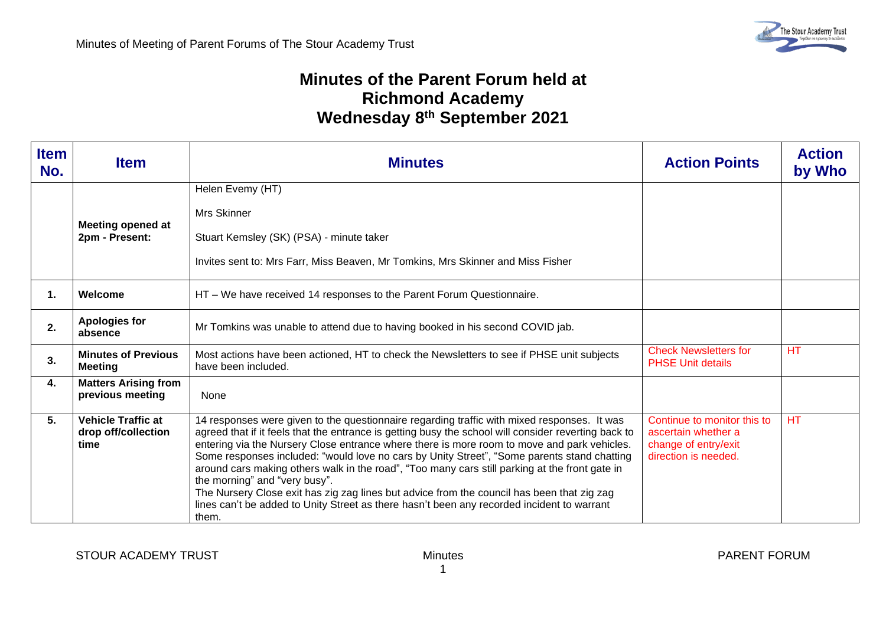# Minutes of the Parent Forum held at Richmond Academy Wednesday 8th September 2021

| Item No. | Item | Minutes | Action Points | Action by Who |
|---|---|---|---|---|
| | **Meeting opened at 2pm - Present:** | Helen Evemy (HT)<br><br>Mrs Skinner<br><br>Stuart Kemsley (SK) (PSA) - minute taker<br><br>Invites sent to: Mrs Farr, Miss Beaven, Mr Tomkins, Mrs Skinner and Miss Fisher | | |
| **1.** | **Welcome** | HT – We have received 14 responses to the Parent Forum Questionnaire. | | |
| **2.** | **Apologies for absence** | Mr Tomkins was unable to attend due to having booked in his second COVID jab. | | |
| **3.** | **Minutes of Previous Meeting** | Most actions have been actioned, HT to check the Newsletters to see if PHSE unit subjects have been included. | Check Newsletters for PHSE Unit details | HT |
| **4.** | **Matters Arising from previous meeting** | None | | |
| **5.** | **Vehicle Traffic at drop off/collection time** | 14 responses were given to the questionnaire regarding traffic with mixed responses. It was agreed that if it feels that the entrance is getting busy the school will consider reverting back to entering via the Nursery Close entrance where there is more room to move and park vehicles. Some responses included: "would love no cars by Unity Street", "Some parents stand chatting around cars making others walk in the road", "Too many cars still parking at the front gate in the morning" and "very busy".<br>The Nursery Close exit has zig zag lines but advice from the council has been that zig zag lines can't be added to Unity Street as there hasn't been any recorded incident to warrant them. | Continue to monitor this to ascertain whether a change of entry/exit direction is needed. | HT |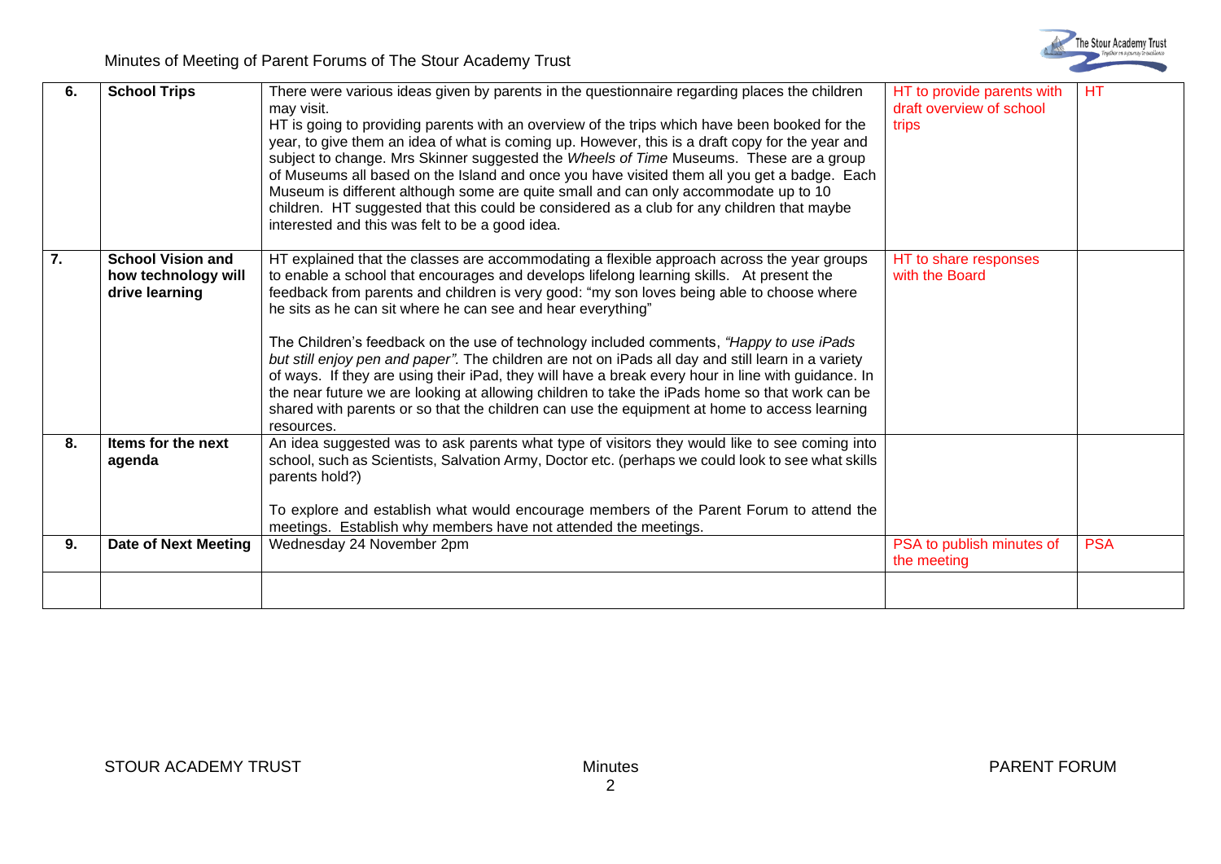| | | | | |
|---|---|---|---|---|
| 6. | **School Trips** | There were various ideas given by parents in the questionnaire regarding places the children may visit.<br>HT is going to providing parents with an overview of the trips which have been booked for the year, to give them an idea of what is coming up. However, this is a draft copy for the year and subject to change. Mrs Skinner suggested the *Wheels of Time* Museums. These are a group of Museums all based on the Island and once you have visited them all you get a badge. Each Museum is different although some are quite small and can only accommodate up to 10 children. HT suggested that this could be considered as a club for any children that maybe interested and this was felt to be a good idea. | HT to provide parents with draft overview of school trips | HT |
| 7. | **School Vision and how technology will drive learning** | HT explained that the classes are accommodating a flexible approach across the year groups to enable a school that encourages and develops lifelong learning skills. At present the feedback from parents and children is very good: "my son loves being able to choose where he sits as he can sit where he can see and hear everything"<br><br>The Children's feedback on the use of technology included comments, *"Happy to use iPads but still enjoy pen and paper".* The children are not on iPads all day and still learn in a variety of ways. If they are using their iPad, they will have a break every hour in line with guidance. In the near future we are looking at allowing children to take the iPads home so that work can be shared with parents or so that the children can use the equipment at home to access learning resources. | HT to share responses with the Board | |
| 8. | **Items for the next agenda** | An idea suggested was to ask parents what type of visitors they would like to see coming into school, such as Scientists, Salvation Army, Doctor etc. (perhaps we could look to see what skills parents hold?)<br><br>To explore and establish what would encourage members of the Parent Forum to attend the meetings. Establish why members have not attended the meetings. | | |
| 9. | **Date of Next Meeting** | Wednesday 24 November 2pm | PSA to publish minutes of the meeting | PSA |
| | | | | |